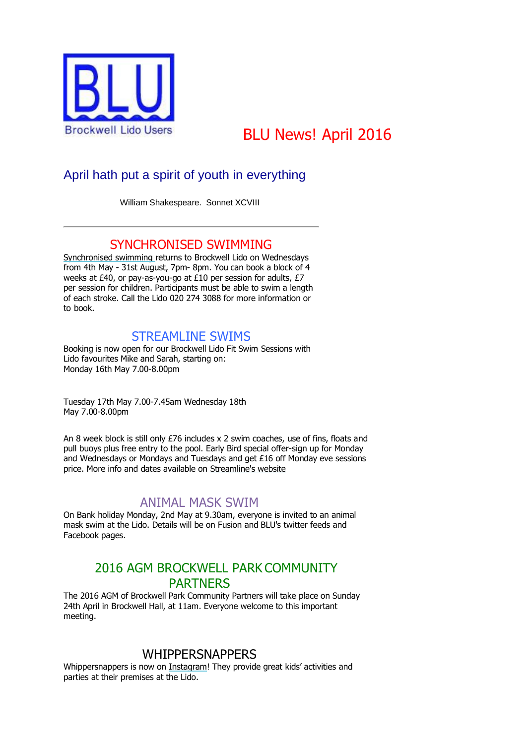BLU

Brockwell Lido Users

# BLU News! April 2016

## April hath put a spirit of youth in everything

William Shakespeare. Sonnet XCVIII

---

## SYNCHRONISED SWIMMING

Synchronised swimming returns to Brockwell Lido on Wednesdays from 4th May - 31st August, 7pm- 8pm. You can book a block of 4 weeks at £40, or pay-as-you-go at £10 per session for adults, £7 per session for children. Participants must be able to swim a length of each stroke. Call the Lido 020 274 3088 for more information or to book.

## STREAMLINE SWIMS

Booking is now open for our Brockwell Lido Fit Swim Sessions with Lido favourites Mike and Sarah, starting on:
Monday 16th May 7.00-8.00pm

Tuesday 17th May 7.00-7.45am Wednesday 18th May 7.00-8.00pm

An 8 week block is still only £76 includes x 2 swim coaches, use of fins, floats and pull buoys plus free entry to the pool. Early Bird special offer-sign up for Monday and Wednesdays or Mondays and Tuesdays and get £16 off Monday eve sessions price. More info and dates available on Streamline's website

## ANIMAL MASK SWIM

On Bank holiday Monday, 2nd May at 9.30am, everyone is invited to an animal mask swim at the Lido. Details will be on Fusion and BLU's twitter feeds and Facebook pages.

## 2016 AGM BROCKWELL PARK COMMUNITY PARTNERS

The 2016 AGM of Brockwell Park Community Partners will take place on Sunday 24th April in Brockwell Hall, at 11am. Everyone welcome to this important meeting.

## WHIPPERSNAPPERS

Whippersnappers is now on Instagram! They provide great kids' activities and parties at their premises at the Lido.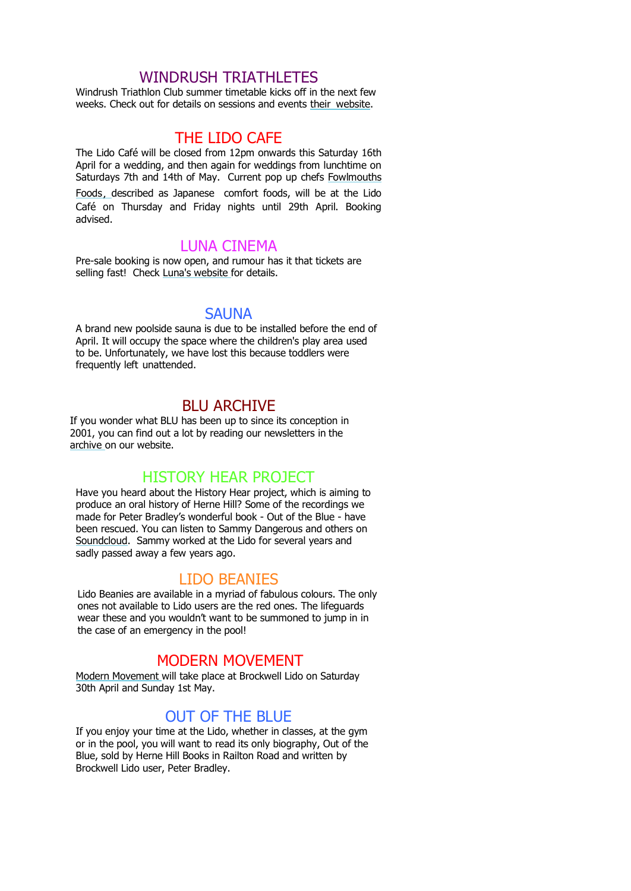## WINDRUSH TRIATHLETES

Windrush Triathlon Club summer timetable kicks off in the next few weeks. Check out for details on sessions and events their website.

## THE LIDO CAFE

The Lido Café will be closed from 12pm onwards this Saturday 16th April for a wedding, and then again for weddings from lunchtime on Saturdays 7th and 14th of May. Current pop up chefs Fowlmouths Foods, described as Japanese comfort foods, will be at the Lido Café on Thursday and Friday nights until 29th April. Booking advised.

## LUNA CINEMA

Pre-sale booking is now open, and rumour has it that tickets are selling fast! Check Luna's website for details.

## SAUNA

A brand new poolside sauna is due to be installed before the end of April. It will occupy the space where the children's play area used to be. Unfortunately, we have lost this because toddlers were frequently left unattended.

## BLU ARCHIVE

If you wonder what BLU has been up to since its conception in 2001, you can find out a lot by reading our newsletters in the archive on our website.

## HISTORY HEAR PROJECT

Have you heard about the History Hear project, which is aiming to produce an oral history of Herne Hill? Some of the recordings we made for Peter Bradley's wonderful book - Out of the Blue - have been rescued. You can listen to Sammy Dangerous and others on Soundcloud. Sammy worked at the Lido for several years and sadly passed away a few years ago.

## LIDO BEANIES

Lido Beanies are available in a myriad of fabulous colours. The only ones not available to Lido users are the red ones. The lifeguards wear these and you wouldn't want to be summoned to jump in in the case of an emergency in the pool!

## MODERN MOVEMENT

Modern Movement will take place at Brockwell Lido on Saturday 30th April and Sunday 1st May.

## OUT OF THE BLUE

If you enjoy your time at the Lido, whether in classes, at the gym or in the pool, you will want to read its only biography, Out of the Blue, sold by Herne Hill Books in Railton Road and written by Brockwell Lido user, Peter Bradley.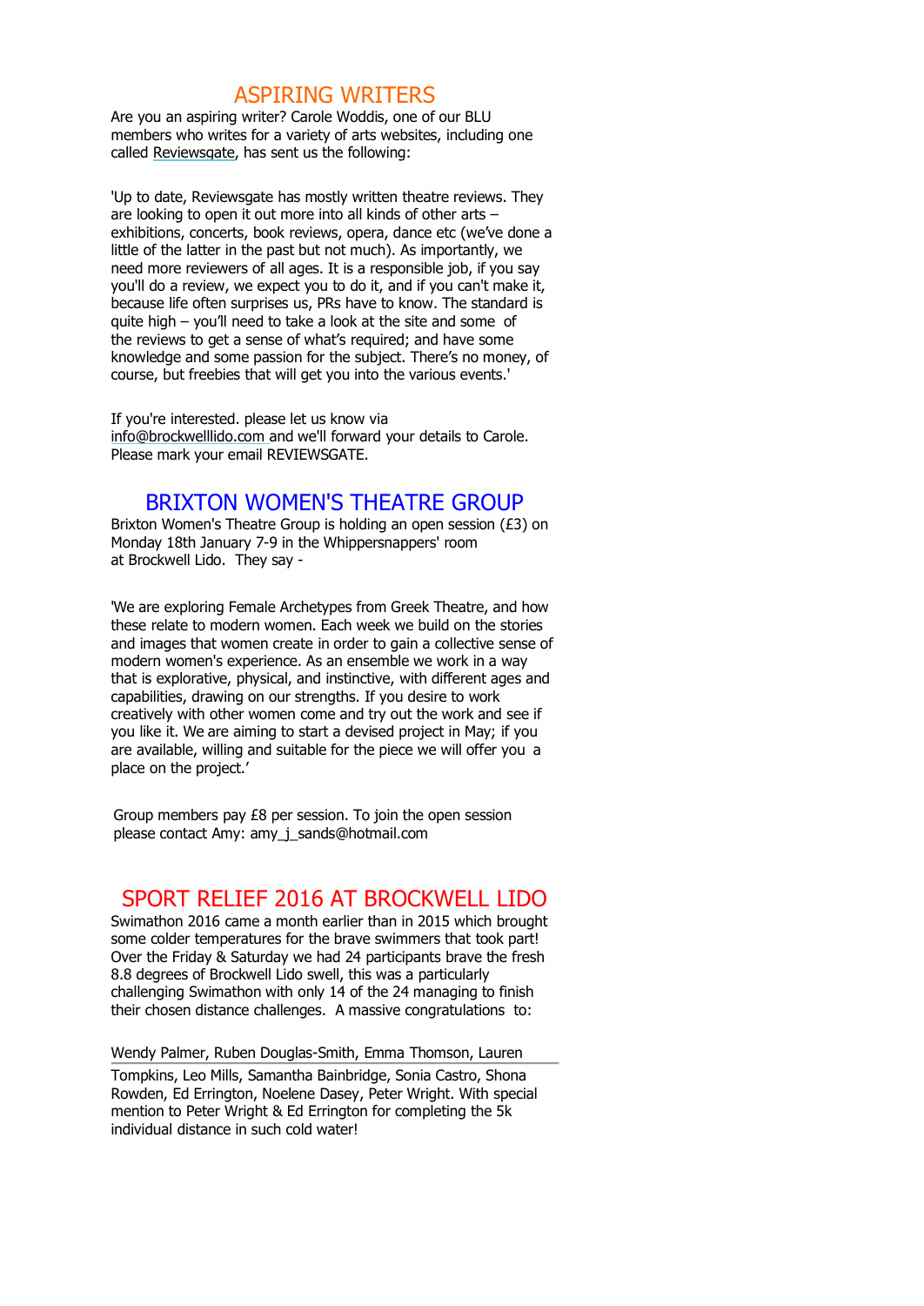## ASPIRING WRITERS

Are you an aspiring writer? Carole Woddis, one of our BLU members who writes for a variety of arts websites, including one called Reviewsgate, has sent us the following:

'Up to date, Reviewsgate has mostly written theatre reviews. They are looking to open it out more into all kinds of other arts – exhibitions, concerts, book reviews, opera, dance etc (we've done a little of the latter in the past but not much). As importantly, we need more reviewers of all ages. It is a responsible job, if you say you'll do a review, we expect you to do it, and if you can't make it, because life often surprises us, PRs have to know. The standard is quite high – you'll need to take a look at the site and some of the reviews to get a sense of what's required; and have some knowledge and some passion for the subject. There's no money, of course, but freebies that will get you into the various events.'

If you're interested. please let us know via info@brockwelllido.com and we'll forward your details to Carole. Please mark your email REVIEWSGATE.

## BRIXTON WOMEN'S THEATRE GROUP

Brixton Women's Theatre Group is holding an open session (£3) on Monday 18th January 7-9 in the Whippersnappers' room at Brockwell Lido. They say -

'We are exploring Female Archetypes from Greek Theatre, and how these relate to modern women. Each week we build on the stories and images that women create in order to gain a collective sense of modern women's experience. As an ensemble we work in a way that is explorative, physical, and instinctive, with different ages and capabilities, drawing on our strengths. If you desire to work creatively with other women come and try out the work and see if you like it. We are aiming to start a devised project in May; if you are available, willing and suitable for the piece we will offer you a place on the project.'

Group members pay £8 per session. To join the open session please contact Amy: amy_j_sands@hotmail.com

## SPORT RELIEF 2016 AT BROCKWELL LIDO

Swimathon 2016 came a month earlier than in 2015 which brought some colder temperatures for the brave swimmers that took part! Over the Friday & Saturday we had 24 participants brave the fresh 8.8 degrees of Brockwell Lido swell, this was a particularly challenging Swimathon with only 14 of the 24 managing to finish their chosen distance challenges. A massive congratulations to:

Wendy Palmer, Ruben Douglas-Smith, Emma Thomson, Lauren Tompkins, Leo Mills, Samantha Bainbridge, Sonia Castro, Shona Rowden, Ed Errington, Noelene Dasey, Peter Wright. With special mention to Peter Wright & Ed Errington for completing the 5k individual distance in such cold water!